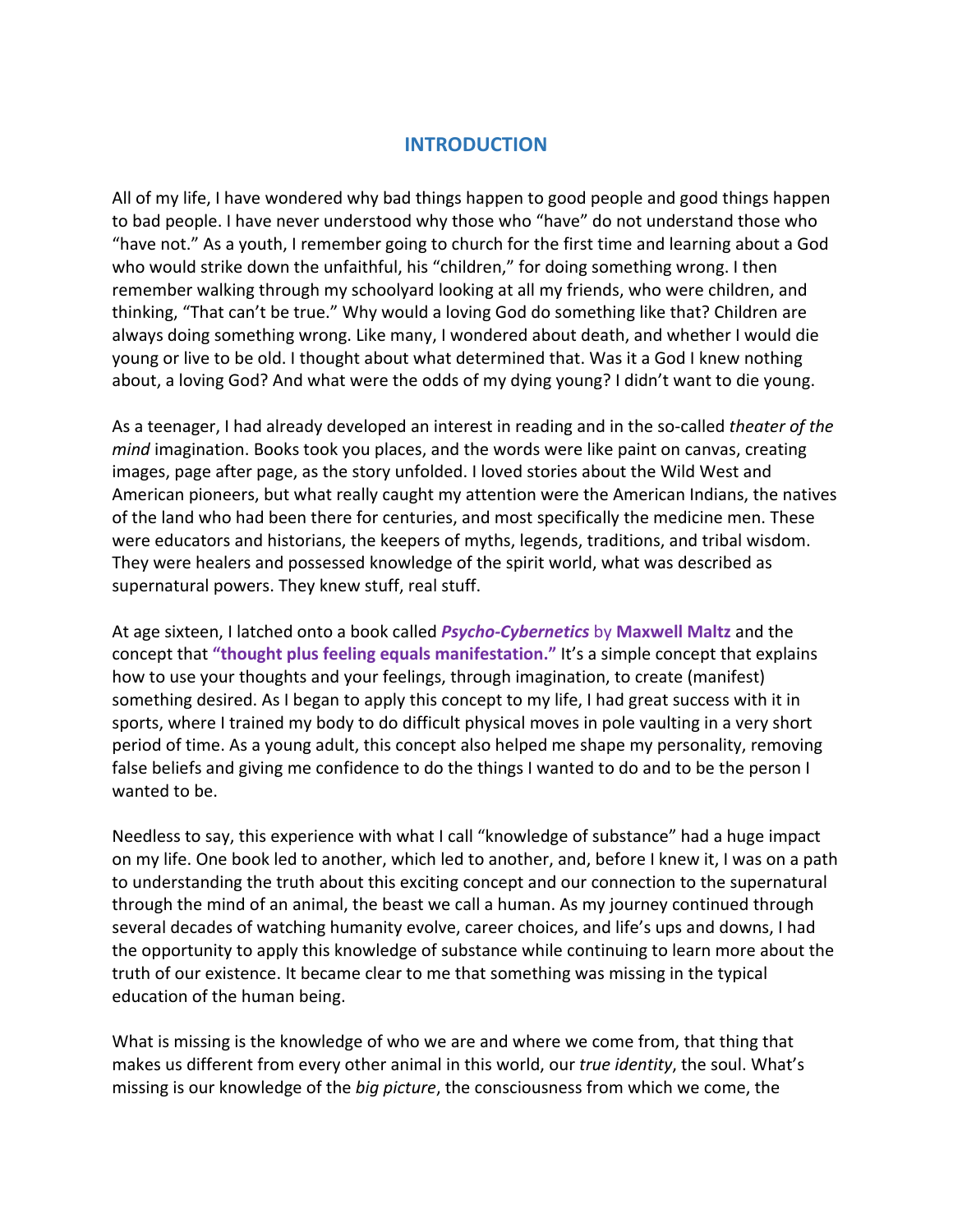# INTRODUCTION

All of my life, I have wondered why bad things happen to good people and good things happen to bad people. I have never understood why those who "have" do not understand those who "have not." As a youth, I remember going to church for the first time and learning about a God who would strike down the unfaithful, his "children," for doing something wrong. I then remember walking through my schoolyard looking at all my friends, who were children, and thinking, "That can't be true." Why would a loving God do something like that? Children are always doing something wrong. Like many, I wondered about death, and whether I would die young or live to be old. I thought about what determined that. Was it a God I knew nothing about, a loving God? And what were the odds of my dying young? I didn't want to die young.

As a teenager, I had already developed an interest in reading and in the so-called *theater of the mind* imagination. Books took you places, and the words were like paint on canvas, creating images, page after page, as the story unfolded. I loved stories about the Wild West and American pioneers, but what really caught my attention were the American Indians, the natives of the land who had been there for centuries, and most specifically the medicine men. These were educators and historians, the keepers of myths, legends, traditions, and tribal wisdom. They were healers and possessed knowledge of the spirit world, what was described as supernatural powers. They knew stuff, real stuff.

At age sixteen, I latched onto a book called ***Psycho-Cybernetics*** by **Maxwell Maltz** and the concept that **"thought plus feeling equals manifestation."** It's a simple concept that explains how to use your thoughts and your feelings, through imagination, to create (manifest) something desired. As I began to apply this concept to my life, I had great success with it in sports, where I trained my body to do difficult physical moves in pole vaulting in a very short period of time. As a young adult, this concept also helped me shape my personality, removing false beliefs and giving me confidence to do the things I wanted to do and to be the person I wanted to be.

Needless to say, this experience with what I call "knowledge of substance" had a huge impact on my life. One book led to another, which led to another, and, before I knew it, I was on a path to understanding the truth about this exciting concept and our connection to the supernatural through the mind of an animal, the beast we call a human. As my journey continued through several decades of watching humanity evolve, career choices, and life's ups and downs, I had the opportunity to apply this knowledge of substance while continuing to learn more about the truth of our existence. It became clear to me that something was missing in the typical education of the human being.

What is missing is the knowledge of who we are and where we come from, that thing that makes us different from every other animal in this world, our *true identity*, the soul. What's missing is our knowledge of the *big picture*, the consciousness from which we come, the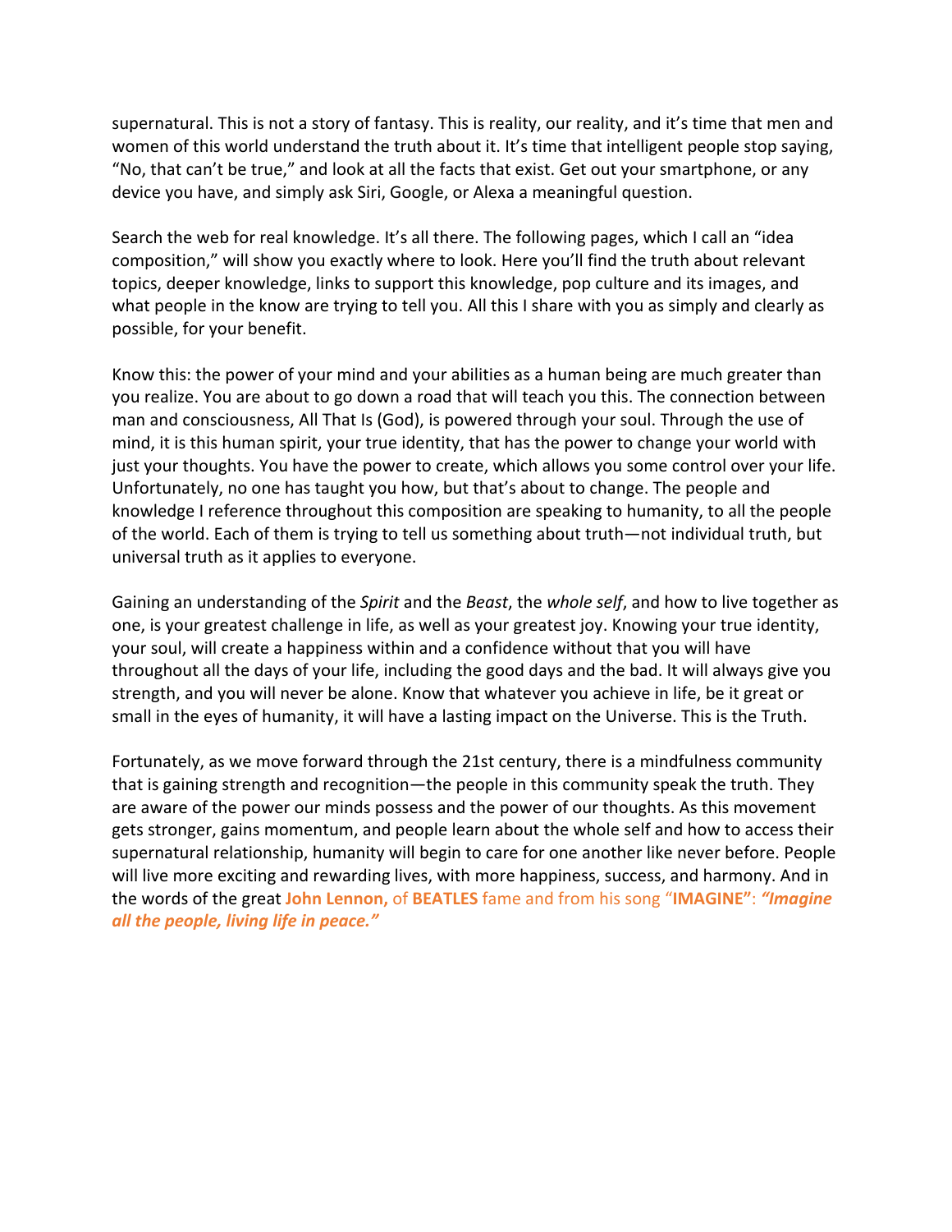supernatural. This is not a story of fantasy. This is reality, our reality, and it's time that men and women of this world understand the truth about it. It's time that intelligent people stop saying, "No, that can't be true," and look at all the facts that exist. Get out your smartphone, or any device you have, and simply ask Siri, Google, or Alexa a meaningful question.

Search the web for real knowledge. It's all there. The following pages, which I call an "idea composition," will show you exactly where to look. Here you'll find the truth about relevant topics, deeper knowledge, links to support this knowledge, pop culture and its images, and what people in the know are trying to tell you. All this I share with you as simply and clearly as possible, for your benefit.

Know this: the power of your mind and your abilities as a human being are much greater than you realize. You are about to go down a road that will teach you this. The connection between man and consciousness, All That Is (God), is powered through your soul. Through the use of mind, it is this human spirit, your true identity, that has the power to change your world with just your thoughts. You have the power to create, which allows you some control over your life. Unfortunately, no one has taught you how, but that's about to change. The people and knowledge I reference throughout this composition are speaking to humanity, to all the people of the world. Each of them is trying to tell us something about truth—not individual truth, but universal truth as it applies to everyone.

Gaining an understanding of the *Spirit* and the *Beast*, the *whole self*, and how to live together as one, is your greatest challenge in life, as well as your greatest joy. Knowing your true identity, your soul, will create a happiness within and a confidence without that you will have throughout all the days of your life, including the good days and the bad. It will always give you strength, and you will never be alone. Know that whatever you achieve in life, be it great or small in the eyes of humanity, it will have a lasting impact on the Universe. This is the Truth.

Fortunately, as we move forward through the 21st century, there is a mindfulness community that is gaining strength and recognition—the people in this community speak the truth. They are aware of the power our minds possess and the power of our thoughts. As this movement gets stronger, gains momentum, and people learn about the whole self and how to access their supernatural relationship, humanity will begin to care for one another like never before. People will live more exciting and rewarding lives, with more happiness, success, and harmony. And in the words of the great **John Lennon,** of **BEATLES** fame and from his song "**IMAGINE**": ***"Imagine all the people, living life in peace."***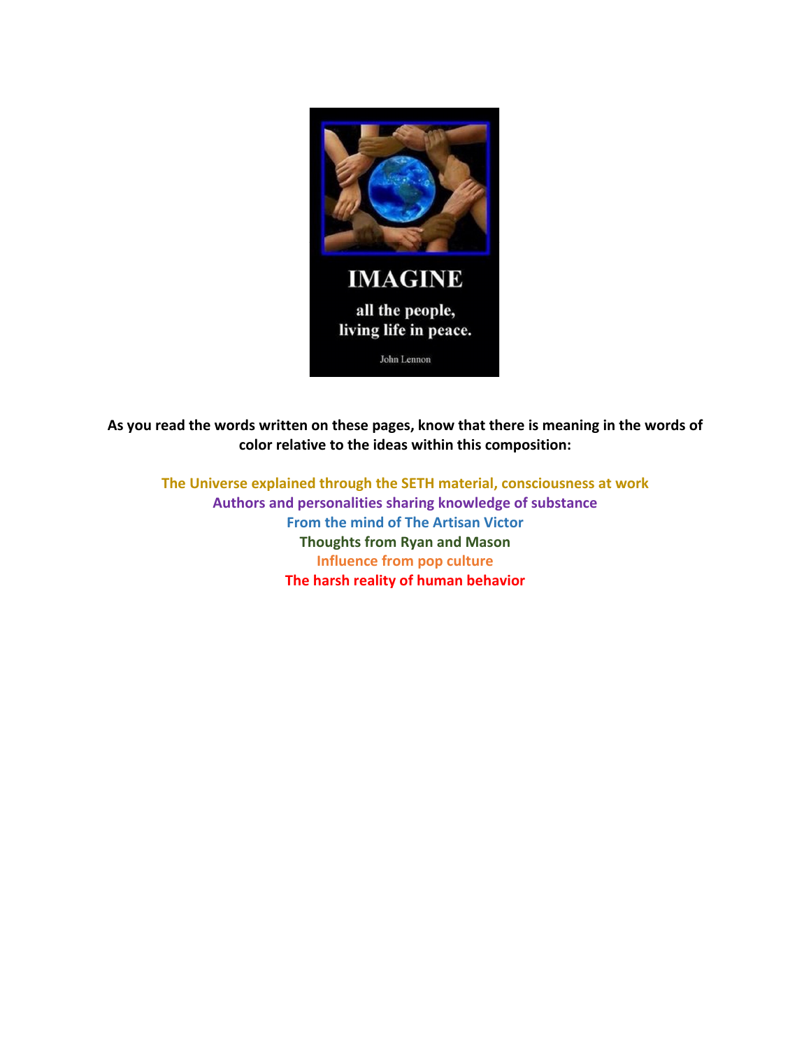IMAGINE

all the people,
living life in peace.

John Lennon

**As you read the words written on these pages, know that there is meaning in the words of color relative to the ideas within this composition:**

**The Universe explained through the SETH material, consciousness at work**
**Authors and personalities sharing knowledge of substance**
**From the mind of The Artisan Victor**
**Thoughts from Ryan and Mason**
**Influence from pop culture**
**The harsh reality of human behavior**